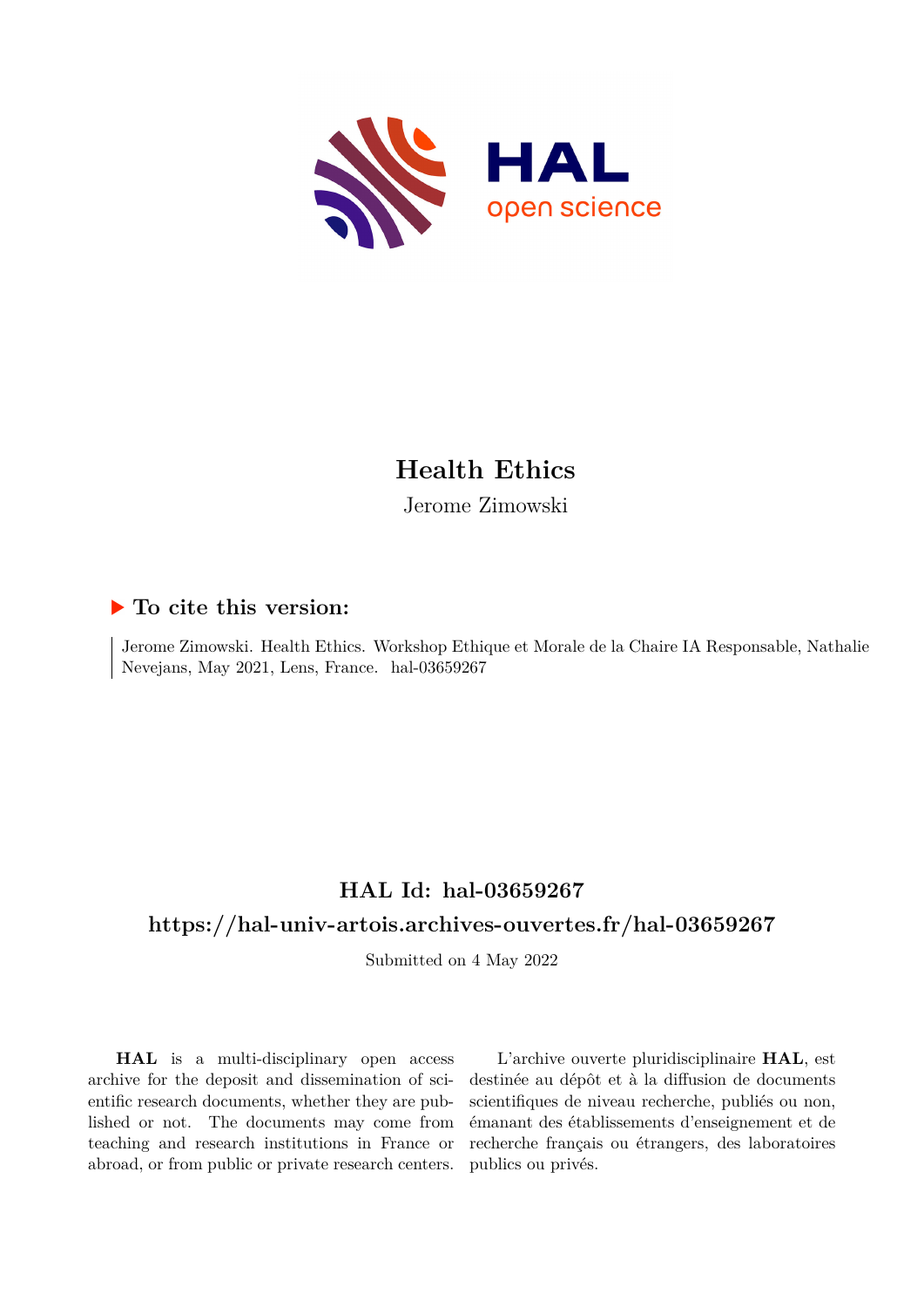# Health Ethics

Jerome Zimowski

### ▶ To cite this version:

Jerome Zimowski. Health Ethics. Workshop Ethique et Morale de la Chaire IA Responsable, Nathalie Nevejans, May 2021, Lens, France. hal-03659267

## HAL Id: hal-03659267

## https://hal-univ-artois.archives-ouvertes.fr/hal-03659267

Submitted on 4 May 2022

**HAL** is a multi-disciplinary open access archive for the deposit and dissemination of scientific research documents, whether they are published or not. The documents may come from teaching and research institutions in France or abroad, or from public or private research centers.

L'archive ouverte pluridisciplinaire **HAL**, est destinée au dépôt et à la diffusion de documents scientifiques de niveau recherche, publiés ou non, émanant des établissements d'enseignement et de recherche français ou étrangers, des laboratoires publics ou privés.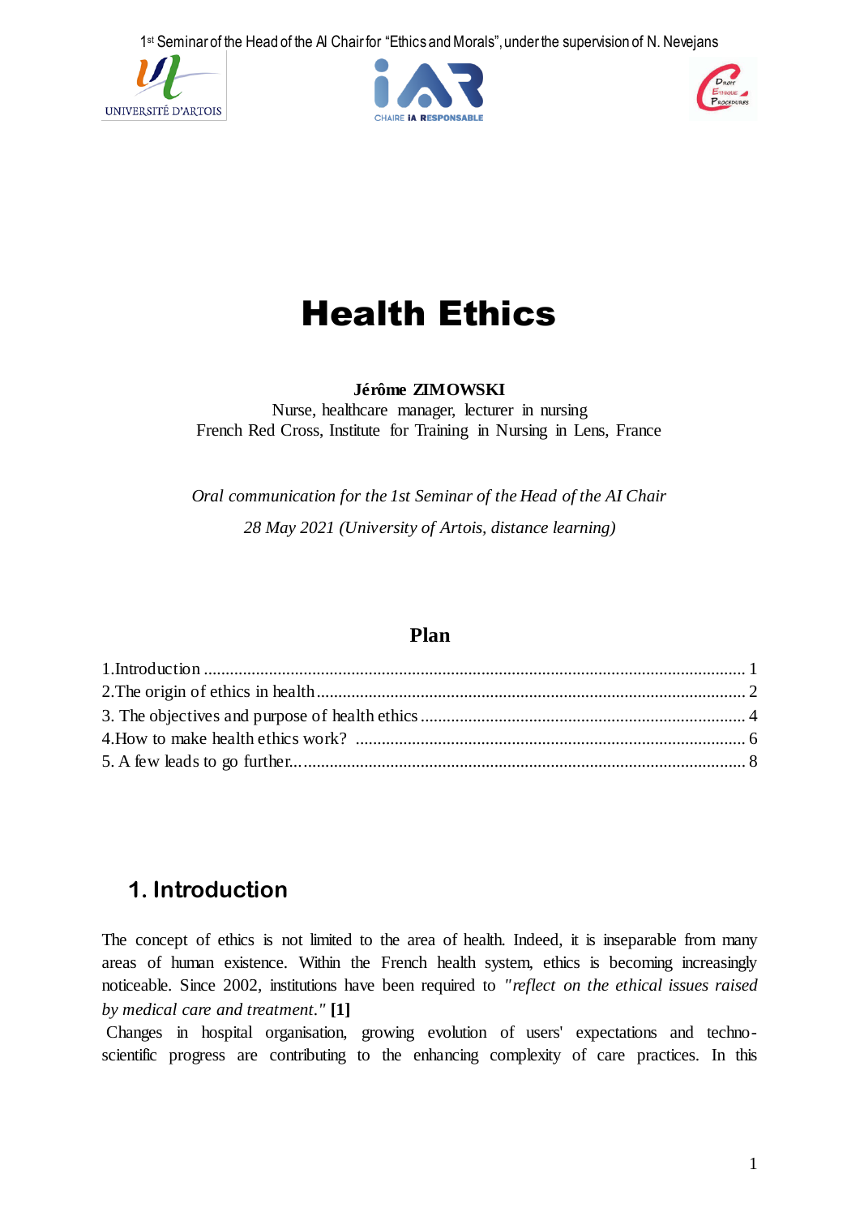1st Seminar of the Head of the AI Chair for "Ethics and Morals", under the supervision of N. Nevejans

# Health Ethics

**Jérôme ZIMOWSKI**
Nurse, healthcare manager, lecturer in nursing
French Red Cross, Institute for Training in Nursing in Lens, France

*Oral communication for the 1st Seminar of the Head of the AI Chair*

*28 May 2021 (University of Artois, distance learning)*

## Plan

1. Introduction ........ 1
2. The origin of ethics in health ........ 2
3. The objectives and purpose of health ethics ........ 4
4. How to make health ethics work? ........ 6
5. A few leads to go further... ........ 8

## 1. Introduction

The concept of ethics is not limited to the area of health. Indeed, it is inseparable from many areas of human existence. Within the French health system, ethics is becoming increasingly noticeable. Since 2002, institutions have been required to *"reflect on the ethical issues raised by medical care and treatment."* **[1]**

Changes in hospital organisation, growing evolution of users' expectations and techno-scientific progress are contributing to the enhancing complexity of care practices. In this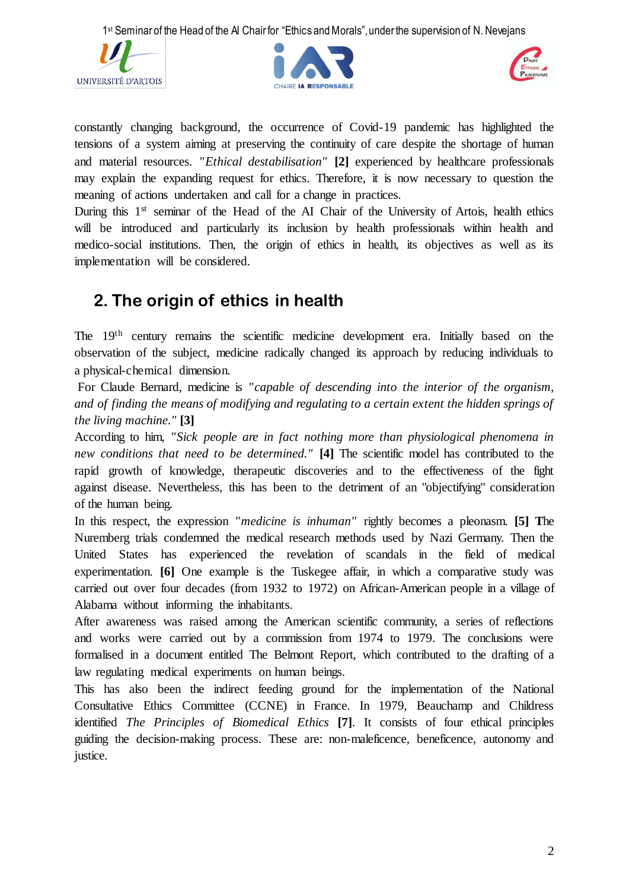constantly changing background, the occurrence of Covid-19 pandemic has highlighted the tensions of a system aiming at preserving the continuity of care despite the shortage of human and material resources. *"Ethical destabilisation"* **[2]** experienced by healthcare professionals may explain the expanding request for ethics. Therefore, it is now necessary to question the meaning of actions undertaken and call for a change in practices.

During this 1st seminar of the Head of the AI Chair of the University of Artois, health ethics will be introduced and particularly its inclusion by health professionals within health and medico-social institutions. Then, the origin of ethics in health, its objectives as well as its implementation will be considered.

## 2. The origin of ethics in health

The 19th century remains the scientific medicine development era. Initially based on the observation of the subject, medicine radically changed its approach by reducing individuals to a physical-chemical dimension.

For Claude Bernard, medicine is *"capable of descending into the interior of the organism, and of finding the means of modifying and regulating to a certain extent the hidden springs of the living machine."* **[3]**

According to him, *"Sick people are in fact nothing more than physiological phenomena in new conditions that need to be determined."* **[4]** The scientific model has contributed to the rapid growth of knowledge, therapeutic discoveries and to the effectiveness of the fight against disease. Nevertheless, this has been to the detriment of an "objectifying" consideration of the human being.

In this respect, the expression *"medicine is inhuman"* rightly becomes a pleonasm. **[5]** The Nuremberg trials condemned the medical research methods used by Nazi Germany. Then the United States has experienced the revelation of scandals in the field of medical experimentation. **[6]** One example is the Tuskegee affair, in which a comparative study was carried out over four decades (from 1932 to 1972) on African-American people in a village of Alabama without informing the inhabitants.

After awareness was raised among the American scientific community, a series of reflections and works were carried out by a commission from 1974 to 1979. The conclusions were formalised in a document entitled The Belmont Report, which contributed to the drafting of a law regulating medical experiments on human beings.

This has also been the indirect feeding ground for the implementation of the National Consultative Ethics Committee (CCNE) in France. In 1979, Beauchamp and Childress identified *The Principles of Biomedical Ethics* **[7]**. It consists of four ethical principles guiding the decision-making process. These are: non-maleficence, beneficence, autonomy and justice.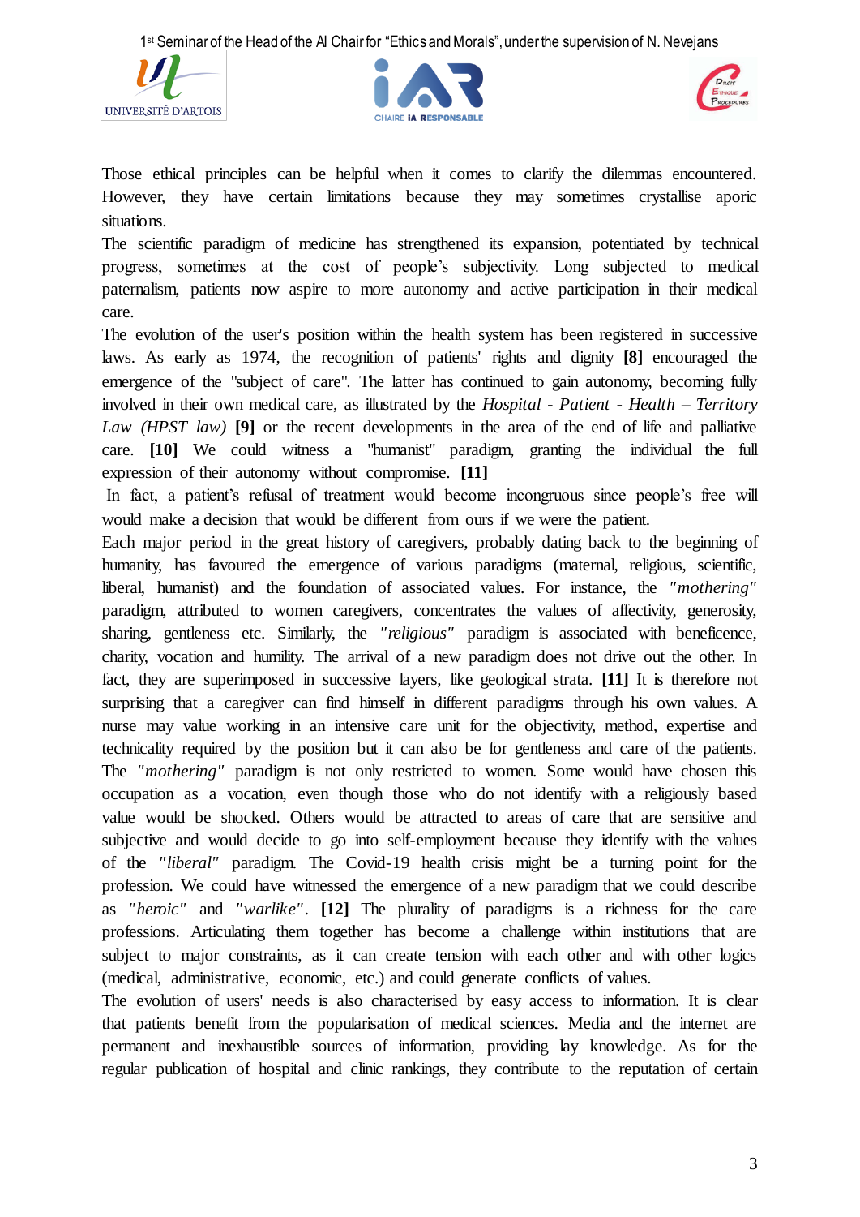Those ethical principles can be helpful when it comes to clarify the dilemmas encountered. However, they have certain limitations because they may sometimes crystallise aporic situations.

The scientific paradigm of medicine has strengthened its expansion, potentiated by technical progress, sometimes at the cost of people's subjectivity. Long subjected to medical paternalism, patients now aspire to more autonomy and active participation in their medical care.

The evolution of the user's position within the health system has been registered in successive laws. As early as 1974, the recognition of patients' rights and dignity **[8]** encouraged the emergence of the "subject of care". The latter has continued to gain autonomy, becoming fully involved in their own medical care, as illustrated by the *Hospital - Patient - Health – Territory Law (HPST law)* **[9]** or the recent developments in the area of the end of life and palliative care. **[10]** We could witness a "humanist" paradigm, granting the individual the full expression of their autonomy without compromise. **[11]**

In fact, a patient's refusal of treatment would become incongruous since people's free will would make a decision that would be different from ours if we were the patient.

Each major period in the great history of caregivers, probably dating back to the beginning of humanity, has favoured the emergence of various paradigms (maternal, religious, scientific, liberal, humanist) and the foundation of associated values. For instance, the *"mothering"* paradigm, attributed to women caregivers, concentrates the values of affectivity, generosity, sharing, gentleness etc. Similarly, the *"religious"* paradigm is associated with beneficence, charity, vocation and humility. The arrival of a new paradigm does not drive out the other. In fact, they are superimposed in successive layers, like geological strata. **[11]** It is therefore not surprising that a caregiver can find himself in different paradigms through his own values. A nurse may value working in an intensive care unit for the objectivity, method, expertise and technicality required by the position but it can also be for gentleness and care of the patients. The *"mothering"* paradigm is not only restricted to women. Some would have chosen this occupation as a vocation, even though those who do not identify with a religiously based value would be shocked. Others would be attracted to areas of care that are sensitive and subjective and would decide to go into self-employment because they identify with the values of the *"liberal"* paradigm. The Covid-19 health crisis might be a turning point for the profession. We could have witnessed the emergence of a new paradigm that we could describe as *"heroic"* and *"warlike"*. **[12]** The plurality of paradigms is a richness for the care professions. Articulating them together has become a challenge within institutions that are subject to major constraints, as it can create tension with each other and with other logics (medical, administrative, economic, etc.) and could generate conflicts of values.

The evolution of users' needs is also characterised by easy access to information. It is clear that patients benefit from the popularisation of medical sciences. Media and the internet are permanent and inexhaustible sources of information, providing lay knowledge. As for the regular publication of hospital and clinic rankings, they contribute to the reputation of certain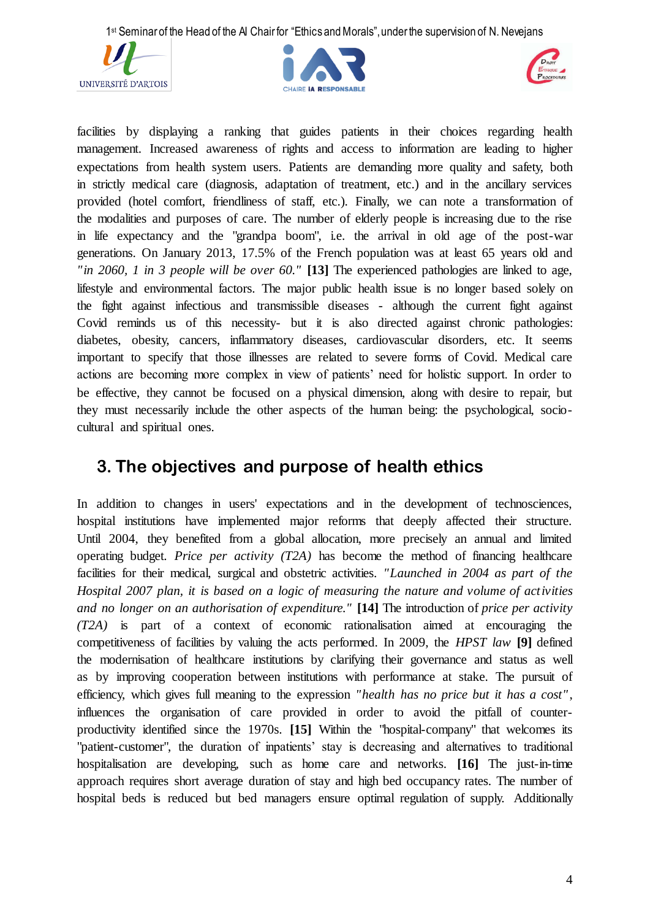facilities by displaying a ranking that guides patients in their choices regarding health management. Increased awareness of rights and access to information are leading to higher expectations from health system users. Patients are demanding more quality and safety, both in strictly medical care (diagnosis, adaptation of treatment, etc.) and in the ancillary services provided (hotel comfort, friendliness of staff, etc.). Finally, we can note a transformation of the modalities and purposes of care. The number of elderly people is increasing due to the rise in life expectancy and the "grandpa boom", i.e. the arrival in old age of the post-war generations. On January 2013, 17.5% of the French population was at least 65 years old and *"in 2060, 1 in 3 people will be over 60."* **[13]** The experienced pathologies are linked to age, lifestyle and environmental factors. The major public health issue is no longer based solely on the fight against infectious and transmissible diseases - although the current fight against Covid reminds us of this necessity- but it is also directed against chronic pathologies: diabetes, obesity, cancers, inflammatory diseases, cardiovascular disorders, etc. It seems important to specify that those illnesses are related to severe forms of Covid. Medical care actions are becoming more complex in view of patients' need for holistic support. In order to be effective, they cannot be focused on a physical dimension, along with desire to repair, but they must necessarily include the other aspects of the human being: the psychological, socio-cultural and spiritual ones.

## 3. The objectives and purpose of health ethics

In addition to changes in users' expectations and in the development of technosciences, hospital institutions have implemented major reforms that deeply affected their structure. Until 2004, they benefited from a global allocation, more precisely an annual and limited operating budget. *Price per activity (T2A)* has become the method of financing healthcare facilities for their medical, surgical and obstetric activities. *"Launched in 2004 as part of the Hospital 2007 plan, it is based on a logic of measuring the nature and volume of activities and no longer on an authorisation of expenditure."* **[14]** The introduction of *price per activity (T2A)* is part of a context of economic rationalisation aimed at encouraging the competitiveness of facilities by valuing the acts performed. In 2009, the *HPST law* **[9]** defined the modernisation of healthcare institutions by clarifying their governance and status as well as by improving cooperation between institutions with performance at stake. The pursuit of efficiency, which gives full meaning to the expression *"health has no price but it has a cost"*, influences the organisation of care provided in order to avoid the pitfall of counter-productivity identified since the 1970s. **[15]** Within the "hospital-company" that welcomes its "patient-customer", the duration of inpatients' stay is decreasing and alternatives to traditional hospitalisation are developing, such as home care and networks. **[16]** The just-in-time approach requires short average duration of stay and high bed occupancy rates. The number of hospital beds is reduced but bed managers ensure optimal regulation of supply. Additionally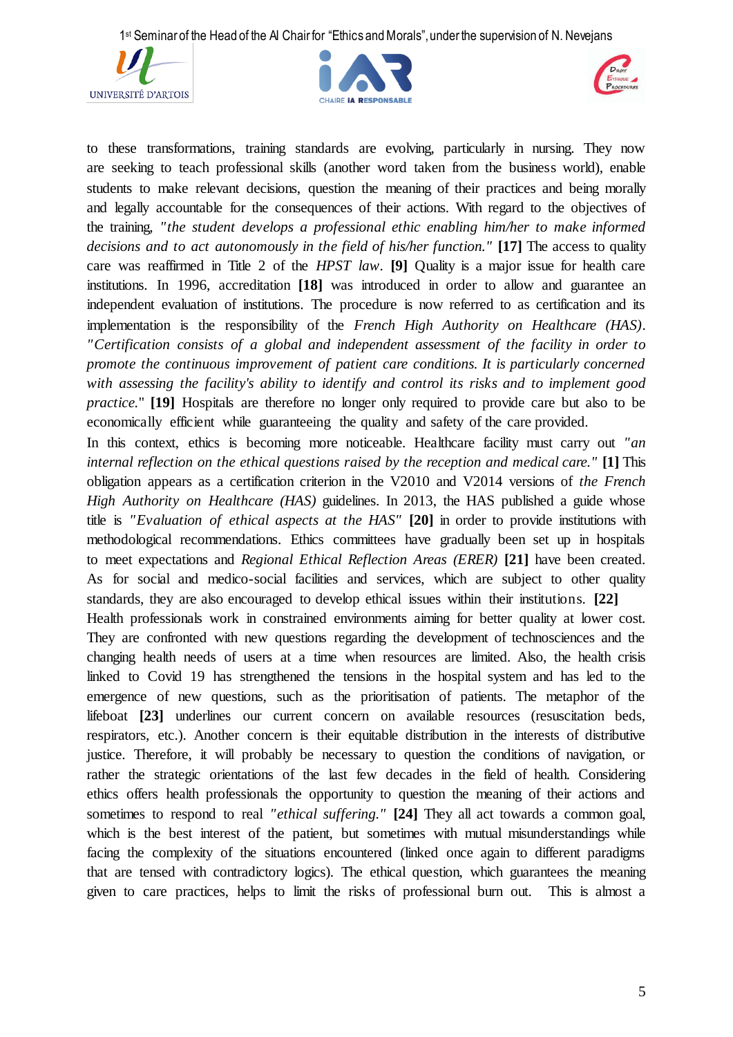to these transformations, training standards are evolving, particularly in nursing. They now are seeking to teach professional skills (another word taken from the business world), enable students to make relevant decisions, question the meaning of their practices and being morally and legally accountable for the consequences of their actions. With regard to the objectives of the training, *"the student develops a professional ethic enabling him/her to make informed decisions and to act autonomously in the field of his/her function."* **[17]** The access to quality care was reaffirmed in Title 2 of the *HPST law*. **[9]** Quality is a major issue for health care institutions. In 1996, accreditation **[18]** was introduced in order to allow and guarantee an independent evaluation of institutions. The procedure is now referred to as certification and its implementation is the responsibility of the *French High Authority on Healthcare (HAS)*. *"Certification consists of a global and independent assessment of the facility in order to promote the continuous improvement of patient care conditions. It is particularly concerned with assessing the facility's ability to identify and control its risks and to implement good practice.*" **[19]** Hospitals are therefore no longer only required to provide care but also to be economically efficient while guaranteeing the quality and safety of the care provided.

In this context, ethics is becoming more noticeable. Healthcare facility must carry out *"an internal reflection on the ethical questions raised by the reception and medical care."* **[1]** This obligation appears as a certification criterion in the V2010 and V2014 versions of *the French High Authority on Healthcare (HAS)* guidelines. In 2013, the HAS published a guide whose title is *"Evaluation of ethical aspects at the HAS"* **[20]** in order to provide institutions with methodological recommendations. Ethics committees have gradually been set up in hospitals to meet expectations and *Regional Ethical Reflection Areas (ERER)* **[21]** have been created. As for social and medico-social facilities and services, which are subject to other quality standards, they are also encouraged to develop ethical issues within their institutions. **[22]**

Health professionals work in constrained environments aiming for better quality at lower cost. They are confronted with new questions regarding the development of technosciences and the changing health needs of users at a time when resources are limited. Also, the health crisis linked to Covid 19 has strengthened the tensions in the hospital system and has led to the emergence of new questions, such as the prioritisation of patients. The metaphor of the lifeboat **[23]** underlines our current concern on available resources (resuscitation beds, respirators, etc.). Another concern is their equitable distribution in the interests of distributive justice. Therefore, it will probably be necessary to question the conditions of navigation, or rather the strategic orientations of the last few decades in the field of health. Considering ethics offers health professionals the opportunity to question the meaning of their actions and sometimes to respond to real *"ethical suffering."* **[24]** They all act towards a common goal, which is the best interest of the patient, but sometimes with mutual misunderstandings while facing the complexity of the situations encountered (linked once again to different paradigms that are tensed with contradictory logics). The ethical question, which guarantees the meaning given to care practices, helps to limit the risks of professional burn out. This is almost a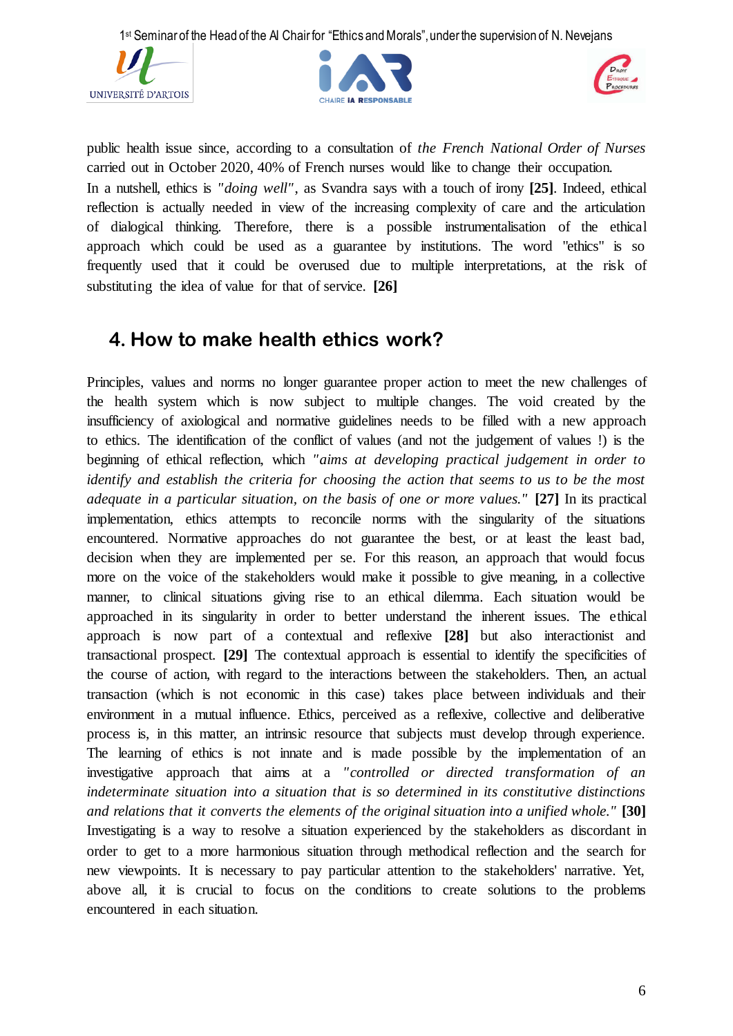public health issue since, according to a consultation of *the French National Order of Nurses* carried out in October 2020, 40% of French nurses would like to change their occupation.

In a nutshell, ethics is *"doing well"*, as Svandra says with a touch of irony **[25]**. Indeed, ethical reflection is actually needed in view of the increasing complexity of care and the articulation of dialogical thinking. Therefore, there is a possible instrumentalisation of the ethical approach which could be used as a guarantee by institutions. The word "ethics" is so frequently used that it could be overused due to multiple interpretations, at the risk of substituting the idea of value for that of service. **[26]**

## 4. How to make health ethics work?

Principles, values and norms no longer guarantee proper action to meet the new challenges of the health system which is now subject to multiple changes. The void created by the insufficiency of axiological and normative guidelines needs to be filled with a new approach to ethics. The identification of the conflict of values (and not the judgement of values !) is the beginning of ethical reflection, which *"aims at developing practical judgement in order to identify and establish the criteria for choosing the action that seems to us to be the most adequate in a particular situation, on the basis of one or more values."* **[27]** In its practical implementation, ethics attempts to reconcile norms with the singularity of the situations encountered. Normative approaches do not guarantee the best, or at least the least bad, decision when they are implemented per se. For this reason, an approach that would focus more on the voice of the stakeholders would make it possible to give meaning, in a collective manner, to clinical situations giving rise to an ethical dilemma. Each situation would be approached in its singularity in order to better understand the inherent issues. The ethical approach is now part of a contextual and reflexive **[28]** but also interactionist and transactional prospect. **[29]** The contextual approach is essential to identify the specificities of the course of action, with regard to the interactions between the stakeholders. Then, an actual transaction (which is not economic in this case) takes place between individuals and their environment in a mutual influence. Ethics, perceived as a reflexive, collective and deliberative process is, in this matter, an intrinsic resource that subjects must develop through experience. The learning of ethics is not innate and is made possible by the implementation of an investigative approach that aims at a *"controlled or directed transformation of an indeterminate situation into a situation that is so determined in its constitutive distinctions and relations that it converts the elements of the original situation into a unified whole."* **[30]** Investigating is a way to resolve a situation experienced by the stakeholders as discordant in order to get to a more harmonious situation through methodical reflection and the search for new viewpoints. It is necessary to pay particular attention to the stakeholders' narrative. Yet, above all, it is crucial to focus on the conditions to create solutions to the problems encountered in each situation.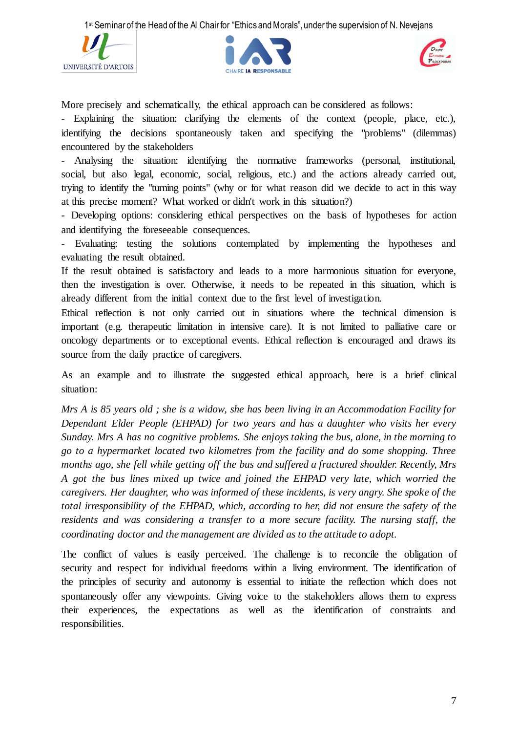More precisely and schematically, the ethical approach can be considered as follows:

- Explaining the situation: clarifying the elements of the context (people, place, etc.), identifying the decisions spontaneously taken and specifying the "problems" (dilemmas) encountered by the stakeholders
- Analysing the situation: identifying the normative frameworks (personal, institutional, social, but also legal, economic, social, religious, etc.) and the actions already carried out, trying to identify the "turning points" (why or for what reason did we decide to act in this way at this precise moment? What worked or didn't work in this situation?)
- Developing options: considering ethical perspectives on the basis of hypotheses for action and identifying the foreseeable consequences.
- Evaluating: testing the solutions contemplated by implementing the hypotheses and evaluating the result obtained.

If the result obtained is satisfactory and leads to a more harmonious situation for everyone, then the investigation is over. Otherwise, it needs to be repeated in this situation, which is already different from the initial context due to the first level of investigation.

Ethical reflection is not only carried out in situations where the technical dimension is important (e.g. therapeutic limitation in intensive care). It is not limited to palliative care or oncology departments or to exceptional events. Ethical reflection is encouraged and draws its source from the daily practice of caregivers.

As an example and to illustrate the suggested ethical approach, here is a brief clinical situation:

*Mrs A is 85 years old ; she is a widow, she has been living in an Accommodation Facility for Dependant Elder People (EHPAD) for two years and has a daughter who visits her every Sunday. Mrs A has no cognitive problems. She enjoys taking the bus, alone, in the morning to go to a hypermarket located two kilometres from the facility and do some shopping. Three months ago, she fell while getting off the bus and suffered a fractured shoulder. Recently, Mrs A got the bus lines mixed up twice and joined the EHPAD very late, which worried the caregivers. Her daughter, who was informed of these incidents, is very angry. She spoke of the total irresponsibility of the EHPAD, which, according to her, did not ensure the safety of the residents and was considering a transfer to a more secure facility. The nursing staff, the coordinating doctor and the management are divided as to the attitude to adopt.*

The conflict of values is easily perceived. The challenge is to reconcile the obligation of security and respect for individual freedoms within a living environment. The identification of the principles of security and autonomy is essential to initiate the reflection which does not spontaneously offer any viewpoints. Giving voice to the stakeholders allows them to express their experiences, the expectations as well as the identification of constraints and responsibilities.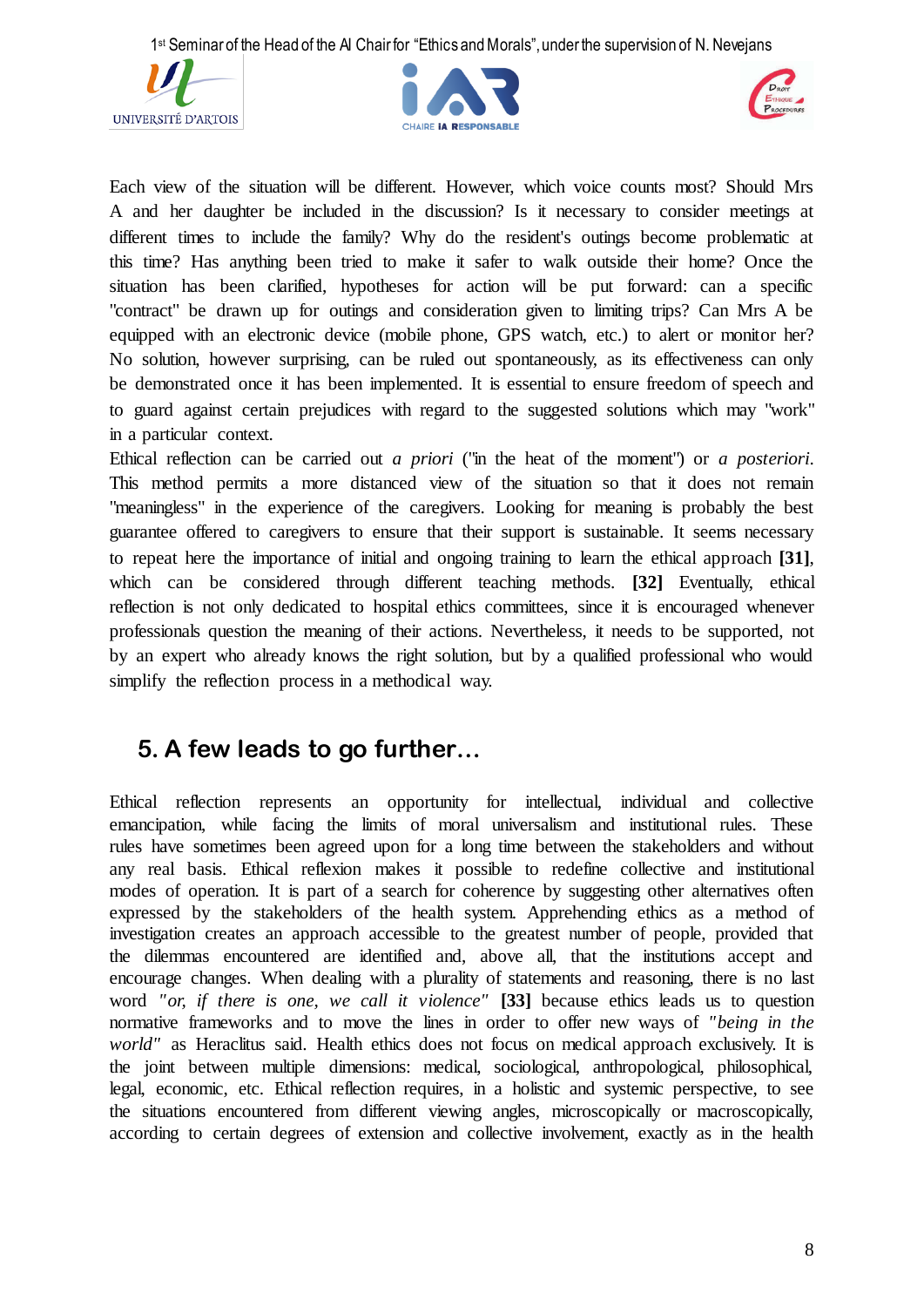Each view of the situation will be different. However, which voice counts most? Should Mrs A and her daughter be included in the discussion? Is it necessary to consider meetings at different times to include the family? Why do the resident's outings become problematic at this time? Has anything been tried to make it safer to walk outside their home? Once the situation has been clarified, hypotheses for action will be put forward: can a specific "contract" be drawn up for outings and consideration given to limiting trips? Can Mrs A be equipped with an electronic device (mobile phone, GPS watch, etc.) to alert or monitor her? No solution, however surprising, can be ruled out spontaneously, as its effectiveness can only be demonstrated once it has been implemented. It is essential to ensure freedom of speech and to guard against certain prejudices with regard to the suggested solutions which may "work" in a particular context.

Ethical reflection can be carried out *a priori* ("in the heat of the moment") or *a posteriori*. This method permits a more distanced view of the situation so that it does not remain "meaningless" in the experience of the caregivers. Looking for meaning is probably the best guarantee offered to caregivers to ensure that their support is sustainable. It seems necessary to repeat here the importance of initial and ongoing training to learn the ethical approach **[31]**, which can be considered through different teaching methods. **[32]** Eventually, ethical reflection is not only dedicated to hospital ethics committees, since it is encouraged whenever professionals question the meaning of their actions. Nevertheless, it needs to be supported, not by an expert who already knows the right solution, but by a qualified professional who would simplify the reflection process in a methodical way.

## 5. A few leads to go further…

Ethical reflection represents an opportunity for intellectual, individual and collective emancipation, while facing the limits of moral universalism and institutional rules. These rules have sometimes been agreed upon for a long time between the stakeholders and without any real basis. Ethical reflexion makes it possible to redefine collective and institutional modes of operation. It is part of a search for coherence by suggesting other alternatives often expressed by the stakeholders of the health system. Apprehending ethics as a method of investigation creates an approach accessible to the greatest number of people, provided that the dilemmas encountered are identified and, above all, that the institutions accept and encourage changes. When dealing with a plurality of statements and reasoning, there is no last word *"or, if there is one, we call it violence"* **[33]** because ethics leads us to question normative frameworks and to move the lines in order to offer new ways of *"being in the world"* as Heraclitus said. Health ethics does not focus on medical approach exclusively. It is the joint between multiple dimensions: medical, sociological, anthropological, philosophical, legal, economic, etc. Ethical reflection requires, in a holistic and systemic perspective, to see the situations encountered from different viewing angles, microscopically or macroscopically, according to certain degrees of extension and collective involvement, exactly as in the health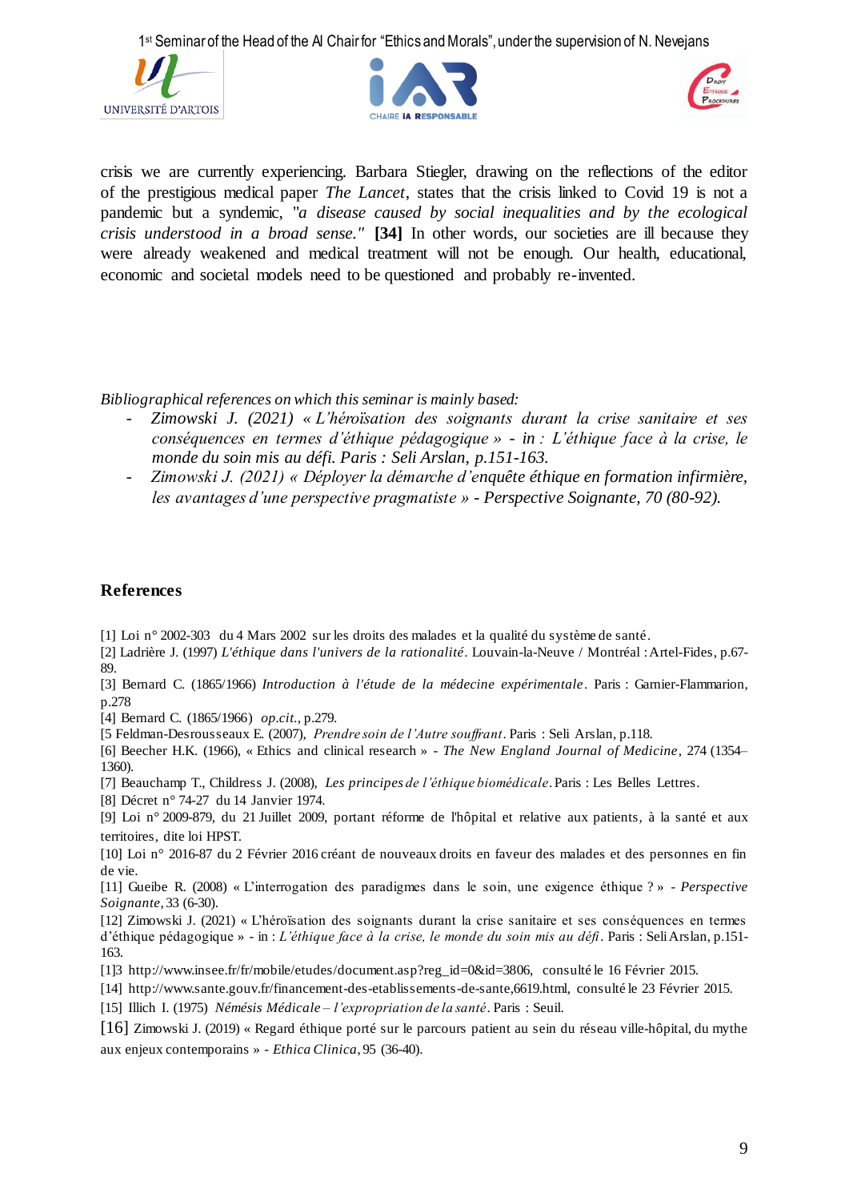crisis we are currently experiencing. Barbara Stiegler, drawing on the reflections of the editor of the prestigious medical paper *The Lancet*, states that the crisis linked to Covid 19 is not a pandemic but a syndemic, "*a disease caused by social inequalities and by the ecological crisis understood in a broad sense.*" **[34]** In other words, our societies are ill because they were already weakened and medical treatment will not be enough. Our health, educational, economic and societal models need to be questioned and probably re-invented.

*Bibliographical references on which this seminar is mainly based:*

- *Zimowski J. (2021) « L'héroïsation des soignants durant la crise sanitaire et ses conséquences en termes d'éthique pédagogique » - in : L'éthique face à la crise, le monde du soin mis au défi. Paris : Seli Arslan, p.151-163.*
- *Zimowski J. (2021) « Déployer la démarche d'enquête éthique en formation infirmière, les avantages d'une perspective pragmatiste » - Perspective Soignante, 70 (80-92).*

## References

[1] Loi n° 2002-303 du 4 Mars 2002 sur les droits des malades et la qualité du système de santé.

[2] Ladrière J. (1997) *L'éthique dans l'univers de la rationalité*. Louvain-la-Neuve / Montréal : Artel-Fides, p.67-89.

[3] Bernard C. (1865/1966) *Introduction à l'étude de la médecine expérimentale*. Paris : Garnier-Flammarion, p.278

[4] Bernard C. (1865/1966) *op.cit.*, p.279.

[5 Feldman-Desrousseaux E. (2007), *Prendre soin de l'Autre souffrant*. Paris : Seli Arslan, p.118.

[6] Beecher H.K. (1966), « Ethics and clinical research » - *The New England Journal of Medicine*, 274 (1354–1360).

[7] Beauchamp T., Childress J. (2008), *Les principes de l'éthique biomédicale*. Paris : Les Belles Lettres.

[8] Décret n° 74-27 du 14 Janvier 1974.

[9] Loi n° 2009-879, du 21 Juillet 2009, portant réforme de l'hôpital et relative aux patients, à la santé et aux territoires, dite loi HPST.

[10] Loi n° 2016-87 du 2 Février 2016 créant de nouveaux droits en faveur des malades et des personnes en fin de vie.

[11] Gueibe R. (2008) « L'interrogation des paradigmes dans le soin, une exigence éthique ? » - *Perspective Soignante*, 33 (6-30).

[12] Zimowski J. (2021) « L'héroïsation des soignants durant la crise sanitaire et ses conséquences en termes d'éthique pédagogique » - in : *L'éthique face à la crise, le monde du soin mis au défi*. Paris : Seli Arslan, p.151-163.

[1]3 http://www.insee.fr/fr/mobile/etudes/document.asp?reg_id=0&id=3806, consulté le 16 Février 2015.

[14] http://www.sante.gouv.fr/financement-des-etablissements-de-sante,6619.html, consulté le 23 Février 2015.

[15] Illich I. (1975) *Némésis Médicale – l'expropriation de la santé*. Paris : Seuil.

[16] Zimowski J. (2019) « Regard éthique porté sur le parcours patient au sein du réseau ville-hôpital, du mythe aux enjeux contemporains » - *Ethica Clinica*, 95 (36-40).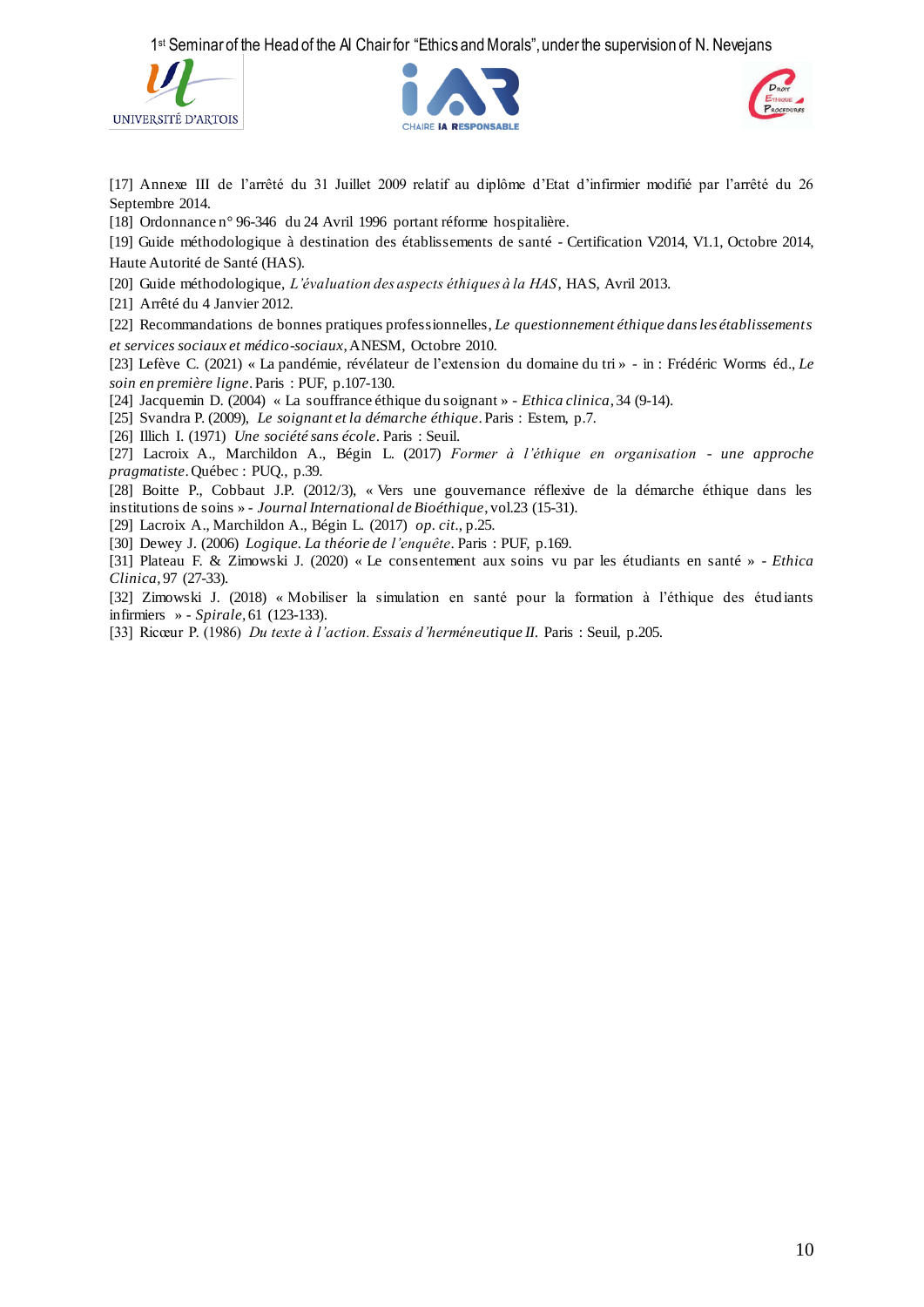[17] Annexe III de l'arrêté du 31 Juillet 2009 relatif au diplôme d'Etat d'infirmier modifié par l'arrêté du 26 Septembre 2014.

[18] Ordonnance n° 96-346 du 24 Avril 1996 portant réforme hospitalière.

[19] Guide méthodologique à destination des établissements de santé - Certification V2014, V1.1, Octobre 2014, Haute Autorité de Santé (HAS).

[20] Guide méthodologique, *L'évaluation des aspects éthiques à la HAS*, HAS, Avril 2013.

[21] Arrêté du 4 Janvier 2012.

[22] Recommandations de bonnes pratiques professionnelles, *Le questionnement éthique dans les établissements et services sociaux et médico-sociaux*, ANESM, Octobre 2010.

[23] Lefève C. (2021) « La pandémie, révélateur de l'extension du domaine du tri » - in : Frédéric Worms éd., *Le soin en première ligne*. Paris : PUF, p.107-130.

[24] Jacquemin D. (2004) « La souffrance éthique du soignant » - *Ethica clinica*, 34 (9-14).

[25] Svandra P. (2009), *Le soignant et la démarche éthique*. Paris : Estem, p.7.

[26] Illich I. (1971) *Une société sans école*. Paris : Seuil.

[27] Lacroix A., Marchildon A., Bégin L. (2017) *Former à l'éthique en organisation - une approche pragmatiste*. Québec : PUQ., p.39.

[28] Boitte P., Cobbaut J.P. (2012/3), « Vers une gouvernance réflexive de la démarche éthique dans les institutions de soins » - *Journal International de Bioéthique*, vol.23 (15-31).

[29] Lacroix A., Marchildon A., Bégin L. (2017) *op. cit.*, p.25.

[30] Dewey J. (2006) *Logique. La théorie de l'enquête*. Paris : PUF, p.169.

[31] Plateau F. & Zimowski J. (2020) « Le consentement aux soins vu par les étudiants en santé » - *Ethica Clinica*, 97 (27-33).

[32] Zimowski J. (2018) « Mobiliser la simulation en santé pour la formation à l'éthique des étudiants infirmiers » - *Spirale*, 61 (123-133).

[33] Ricœur P. (1986) *Du texte à l'action. Essais d'herméneutique II*. Paris : Seuil, p.205.